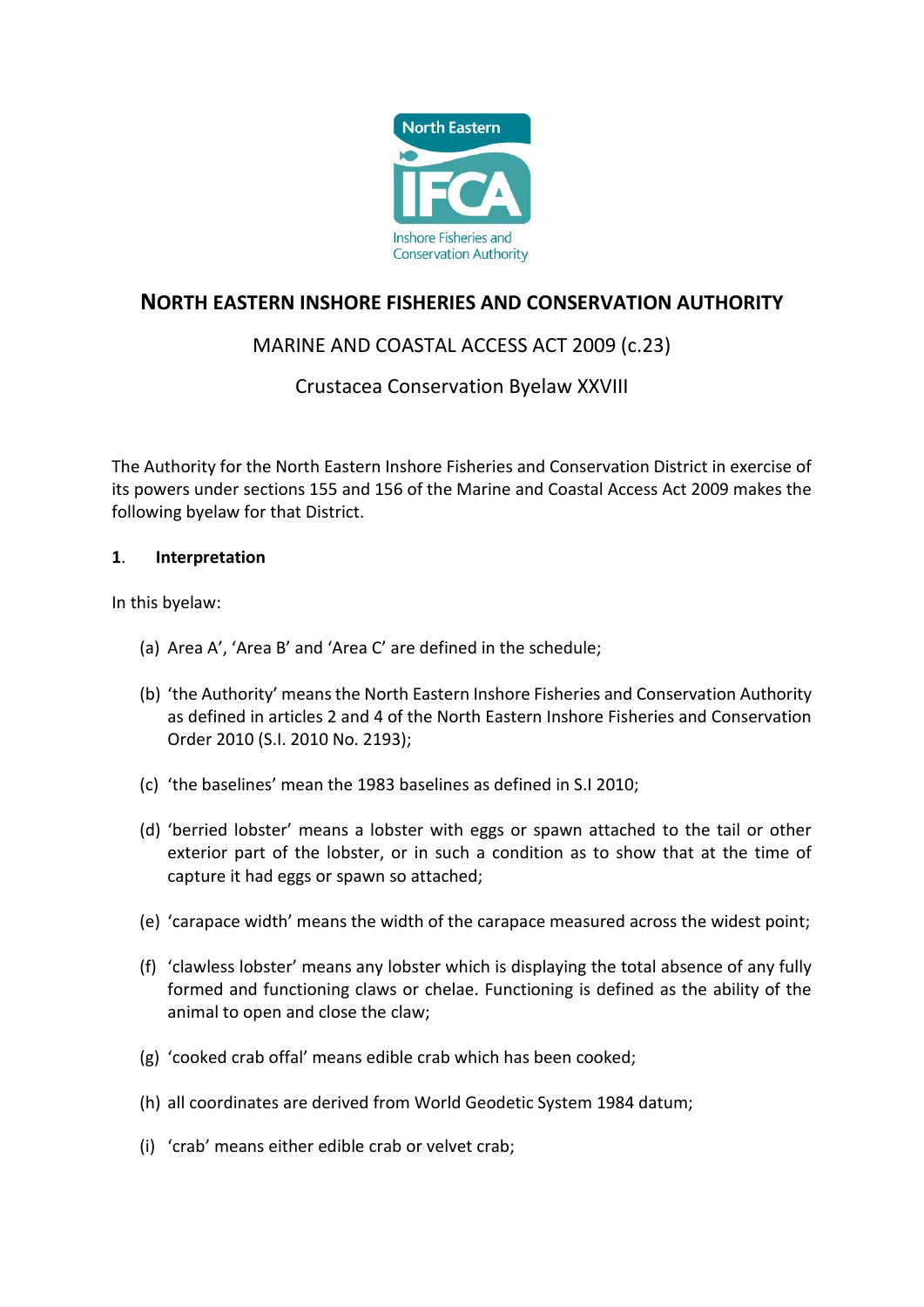# NORTH EASTERN INSHORE FISHERIES AND CONSERVATION AUTHORITY

MARINE AND COASTAL ACCESS ACT 2009 (c.23)

Crustacea Conservation Byelaw XXVIII

The Authority for the North Eastern Inshore Fisheries and Conservation District in exercise of its powers under sections 155 and 156 of the Marine and Coastal Access Act 2009 makes the following byelaw for that District.

## 1. Interpretation

In this byelaw:

(a) Area A', 'Area B' and 'Area C' are defined in the schedule;

(b) 'the Authority' means the North Eastern Inshore Fisheries and Conservation Authority as defined in articles 2 and 4 of the North Eastern Inshore Fisheries and Conservation Order 2010 (S.I. 2010 No. 2193);

(c) 'the baselines' mean the 1983 baselines as defined in S.I 2010;

(d) 'berried lobster' means a lobster with eggs or spawn attached to the tail or other exterior part of the lobster, or in such a condition as to show that at the time of capture it had eggs or spawn so attached;

(e) 'carapace width' means the width of the carapace measured across the widest point;

(f) 'clawless lobster' means any lobster which is displaying the total absence of any fully formed and functioning claws or chelae. Functioning is defined as the ability of the animal to open and close the claw;

(g) 'cooked crab offal' means edible crab which has been cooked;

(h) all coordinates are derived from World Geodetic System 1984 datum;

(i) 'crab' means either edible crab or velvet crab;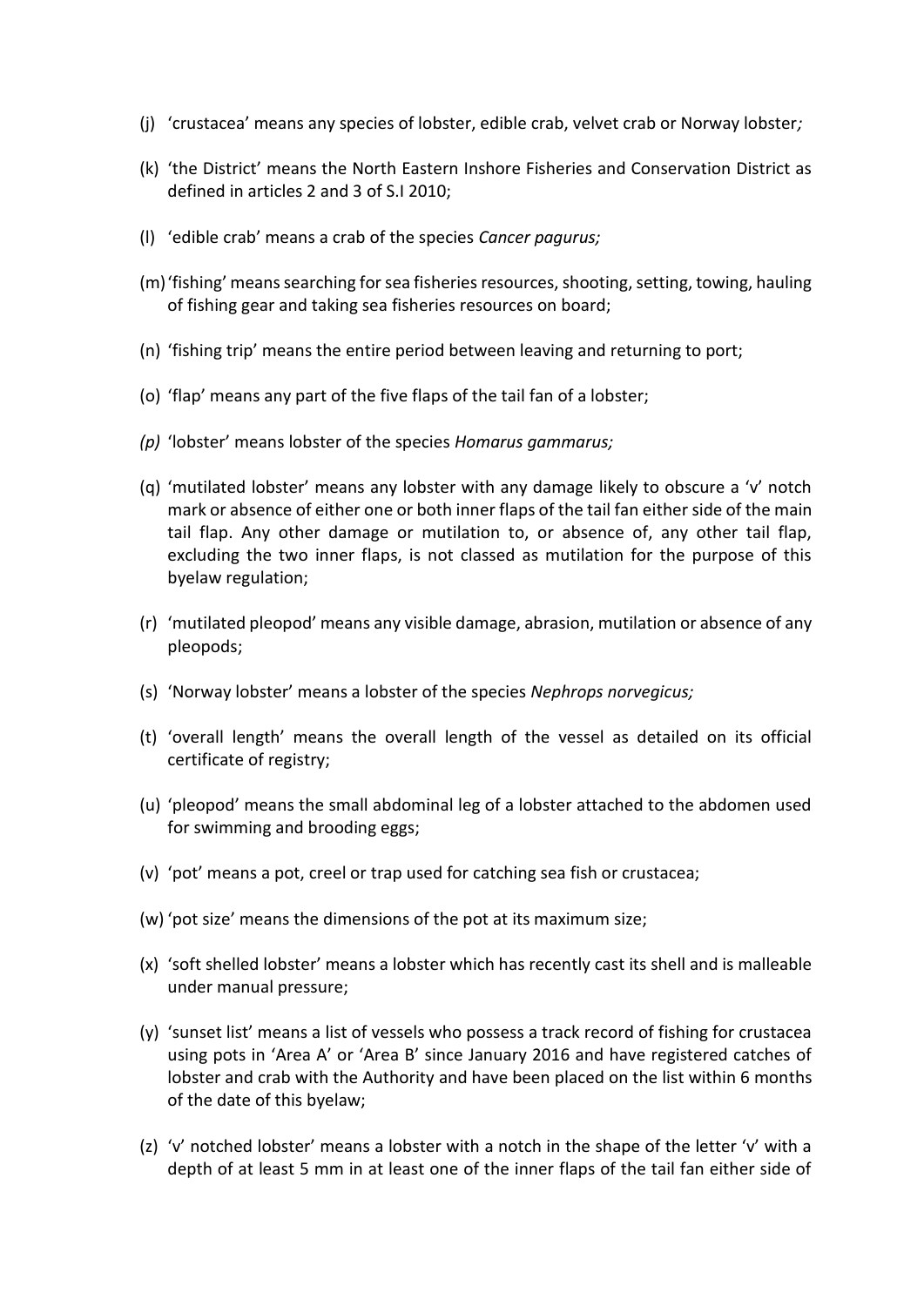(j) 'crustacea' means any species of lobster, edible crab, velvet crab or Norway lobster*;*

(k) 'the District' means the North Eastern Inshore Fisheries and Conservation District as defined in articles 2 and 3 of S.I 2010;

(l) 'edible crab' means a crab of the species *Cancer pagurus;*

(m) 'fishing' means searching for sea fisheries resources, shooting, setting, towing, hauling of fishing gear and taking sea fisheries resources on board;

(n) 'fishing trip' means the entire period between leaving and returning to port;

(o) 'flap' means any part of the five flaps of the tail fan of a lobster;

*(p)* 'lobster' means lobster of the species *Homarus gammarus;*

(q) 'mutilated lobster' means any lobster with any damage likely to obscure a 'v' notch mark or absence of either one or both inner flaps of the tail fan either side of the main tail flap. Any other damage or mutilation to, or absence of, any other tail flap, excluding the two inner flaps, is not classed as mutilation for the purpose of this byelaw regulation;

(r) 'mutilated pleopod' means any visible damage, abrasion, mutilation or absence of any pleopods;

(s) 'Norway lobster' means a lobster of the species *Nephrops norvegicus;*

(t) 'overall length' means the overall length of the vessel as detailed on its official certificate of registry;

(u) 'pleopod' means the small abdominal leg of a lobster attached to the abdomen used for swimming and brooding eggs;

(v) 'pot' means a pot, creel or trap used for catching sea fish or crustacea;

(w) 'pot size' means the dimensions of the pot at its maximum size;

(x) 'soft shelled lobster' means a lobster which has recently cast its shell and is malleable under manual pressure;

(y) 'sunset list' means a list of vessels who possess a track record of fishing for crustacea using pots in 'Area A' or 'Area B' since January 2016 and have registered catches of lobster and crab with the Authority and have been placed on the list within 6 months of the date of this byelaw;

(z) 'v' notched lobster' means a lobster with a notch in the shape of the letter 'v' with a depth of at least 5 mm in at least one of the inner flaps of the tail fan either side of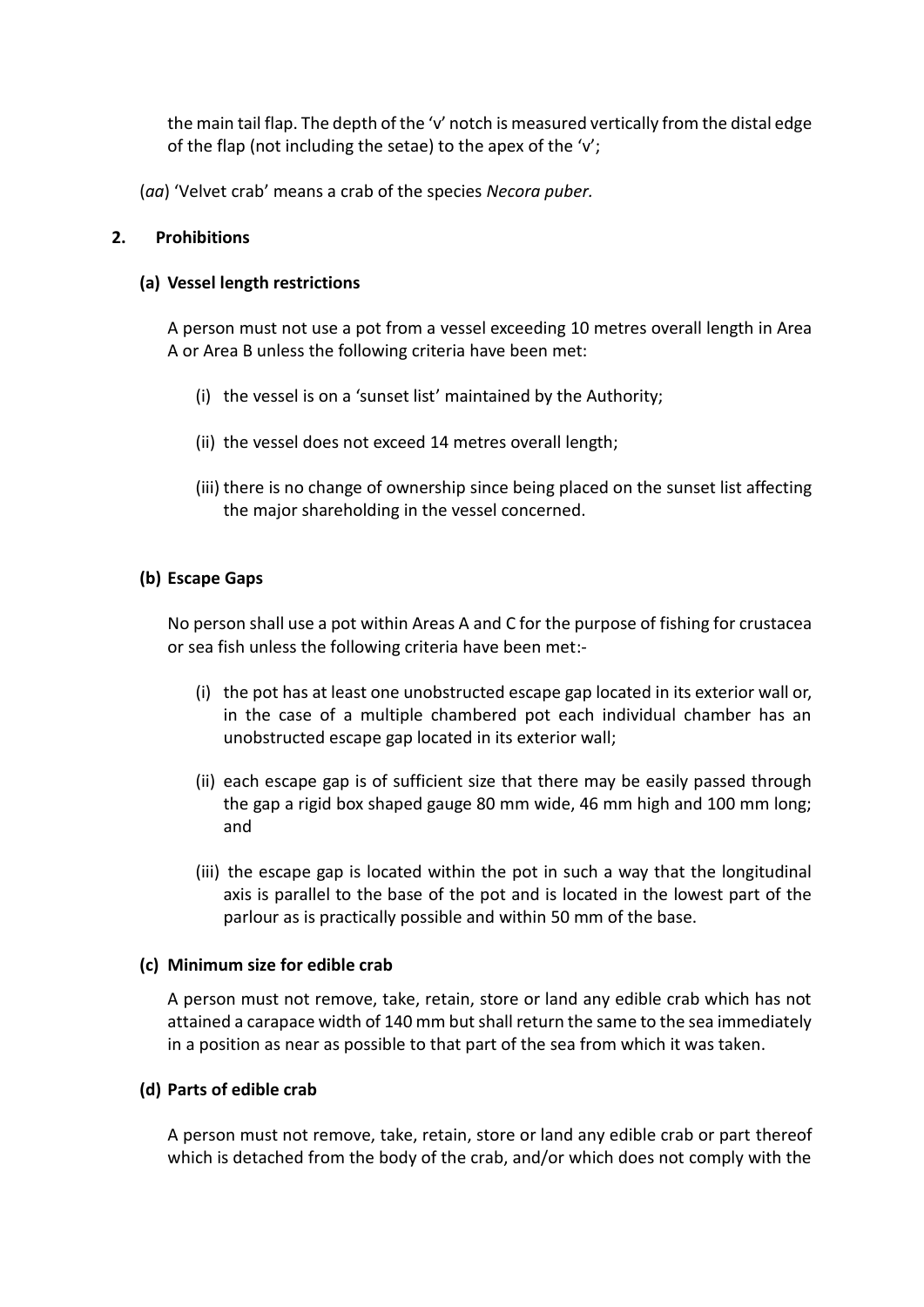the main tail flap. The depth of the 'v' notch is measured vertically from the distal edge of the flap (not including the setae) to the apex of the 'v';

(*aa*) 'Velvet crab' means a crab of the species *Necora puber.*

## 2. Prohibitions

### (a) Vessel length restrictions

A person must not use a pot from a vessel exceeding 10 metres overall length in Area A or Area B unless the following criteria have been met:

(i) the vessel is on a 'sunset list' maintained by the Authority;

(ii) the vessel does not exceed 14 metres overall length;

(iii) there is no change of ownership since being placed on the sunset list affecting the major shareholding in the vessel concerned.

### (b) Escape Gaps

No person shall use a pot within Areas A and C for the purpose of fishing for crustacea or sea fish unless the following criteria have been met:-

(i) the pot has at least one unobstructed escape gap located in its exterior wall or, in the case of a multiple chambered pot each individual chamber has an unobstructed escape gap located in its exterior wall;

(ii) each escape gap is of sufficient size that there may be easily passed through the gap a rigid box shaped gauge 80 mm wide, 46 mm high and 100 mm long; and

(iii) the escape gap is located within the pot in such a way that the longitudinal axis is parallel to the base of the pot and is located in the lowest part of the parlour as is practically possible and within 50 mm of the base.

### (c) Minimum size for edible crab

A person must not remove, take, retain, store or land any edible crab which has not attained a carapace width of 140 mm but shall return the same to the sea immediately in a position as near as possible to that part of the sea from which it was taken.

### (d) Parts of edible crab

A person must not remove, take, retain, store or land any edible crab or part thereof which is detached from the body of the crab, and/or which does not comply with the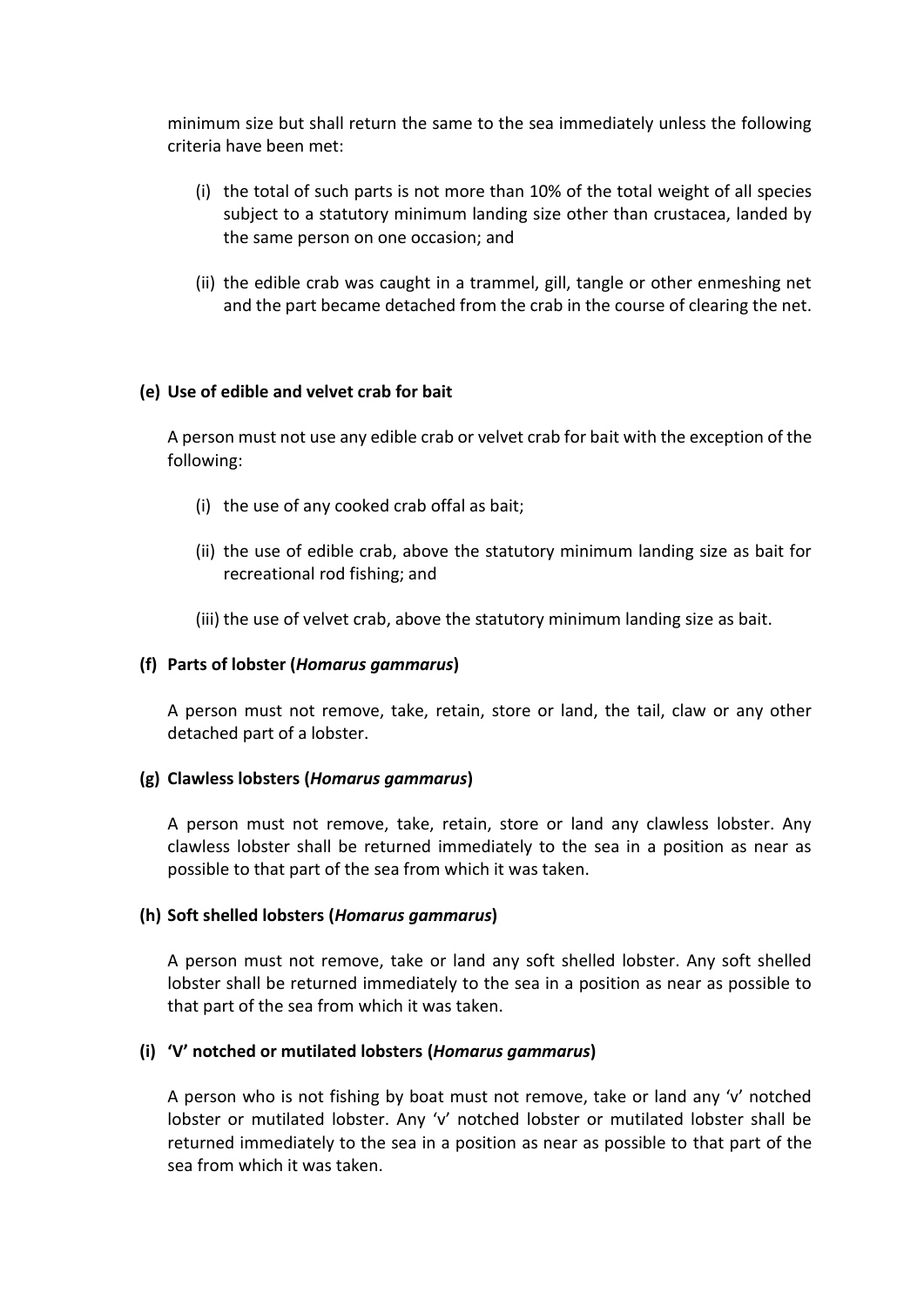minimum size but shall return the same to the sea immediately unless the following criteria have been met:

(i) the total of such parts is not more than 10% of the total weight of all species subject to a statutory minimum landing size other than crustacea, landed by the same person on one occasion; and

(ii) the edible crab was caught in a trammel, gill, tangle or other enmeshing net and the part became detached from the crab in the course of clearing the net.

**(e) Use of edible and velvet crab for bait**

A person must not use any edible crab or velvet crab for bait with the exception of the following:

(i) the use of any cooked crab offal as bait;

(ii) the use of edible crab, above the statutory minimum landing size as bait for recreational rod fishing; and

(iii) the use of velvet crab, above the statutory minimum landing size as bait.

**(f) Parts of lobster (*Homarus gammarus*)**

A person must not remove, take, retain, store or land, the tail, claw or any other detached part of a lobster.

**(g) Clawless lobsters (*Homarus gammarus*)**

A person must not remove, take, retain, store or land any clawless lobster. Any clawless lobster shall be returned immediately to the sea in a position as near as possible to that part of the sea from which it was taken.

**(h) Soft shelled lobsters (*Homarus gammarus*)**

A person must not remove, take or land any soft shelled lobster. Any soft shelled lobster shall be returned immediately to the sea in a position as near as possible to that part of the sea from which it was taken.

**(i) 'V' notched or mutilated lobsters (*Homarus gammarus*)**

A person who is not fishing by boat must not remove, take or land any 'v' notched lobster or mutilated lobster. Any 'v' notched lobster or mutilated lobster shall be returned immediately to the sea in a position as near as possible to that part of the sea from which it was taken.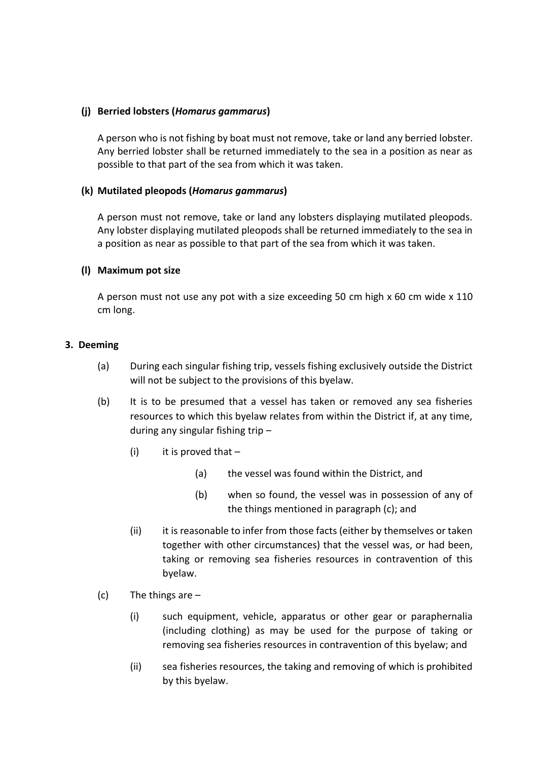**(j) Berried lobsters (*Homarus gammarus*)**

A person who is not fishing by boat must not remove, take or land any berried lobster. Any berried lobster shall be returned immediately to the sea in a position as near as possible to that part of the sea from which it was taken.

**(k) Mutilated pleopods (*Homarus gammarus*)**

A person must not remove, take or land any lobsters displaying mutilated pleopods. Any lobster displaying mutilated pleopods shall be returned immediately to the sea in a position as near as possible to that part of the sea from which it was taken.

**(l) Maximum pot size**

A person must not use any pot with a size exceeding 50 cm high x 60 cm wide x 110 cm long.

**3. Deeming**

(a) During each singular fishing trip, vessels fishing exclusively outside the District will not be subject to the provisions of this byelaw.

(b) It is to be presumed that a vessel has taken or removed any sea fisheries resources to which this byelaw relates from within the District if, at any time, during any singular fishing trip –

(i) it is proved that –

(a) the vessel was found within the District, and

(b) when so found, the vessel was in possession of any of the things mentioned in paragraph (c); and

(ii) it is reasonable to infer from those facts (either by themselves or taken together with other circumstances) that the vessel was, or had been, taking or removing sea fisheries resources in contravention of this byelaw.

(c) The things are –

(i) such equipment, vehicle, apparatus or other gear or paraphernalia (including clothing) as may be used for the purpose of taking or removing sea fisheries resources in contravention of this byelaw; and

(ii) sea fisheries resources, the taking and removing of which is prohibited by this byelaw.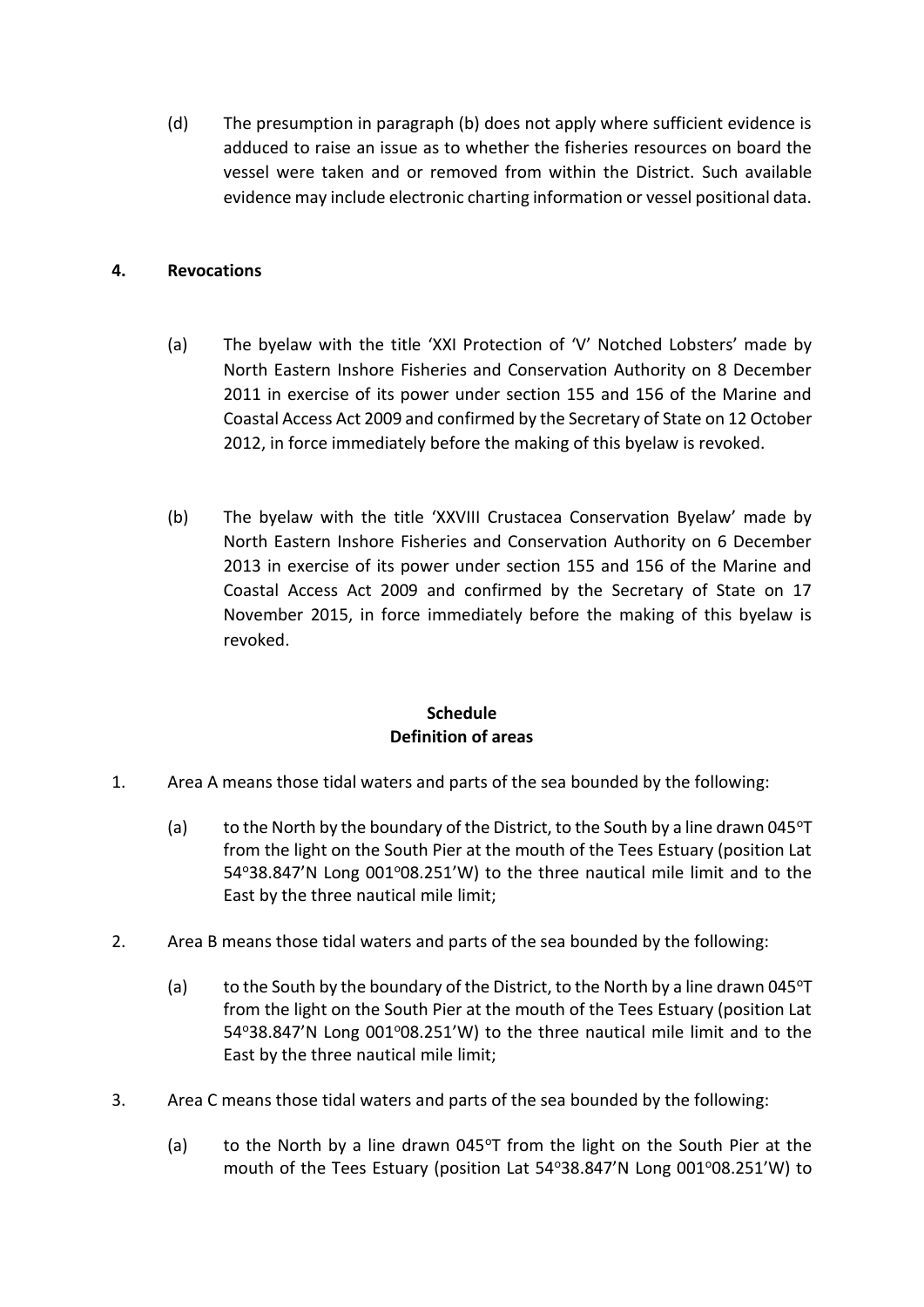(d) The presumption in paragraph (b) does not apply where sufficient evidence is adduced to raise an issue as to whether the fisheries resources on board the vessel were taken and or removed from within the District. Such available evidence may include electronic charting information or vessel positional data.

**4. Revocations**

(a) The byelaw with the title 'XXI Protection of 'V' Notched Lobsters' made by North Eastern Inshore Fisheries and Conservation Authority on 8 December 2011 in exercise of its power under section 155 and 156 of the Marine and Coastal Access Act 2009 and confirmed by the Secretary of State on 12 October 2012, in force immediately before the making of this byelaw is revoked.

(b) The byelaw with the title 'XXVIII Crustacea Conservation Byelaw' made by North Eastern Inshore Fisheries and Conservation Authority on 6 December 2013 in exercise of its power under section 155 and 156 of the Marine and Coastal Access Act 2009 and confirmed by the Secretary of State on 17 November 2015, in force immediately before the making of this byelaw is revoked.

**Schedule**
**Definition of areas**

1. Area A means those tidal waters and parts of the sea bounded by the following:

   (a) to the North by the boundary of the District, to the South by a line drawn 045°T from the light on the South Pier at the mouth of the Tees Estuary (position Lat 54°38.847'N Long 001°08.251'W) to the three nautical mile limit and to the East by the three nautical mile limit;

2. Area B means those tidal waters and parts of the sea bounded by the following:

   (a) to the South by the boundary of the District, to the North by a line drawn 045°T from the light on the South Pier at the mouth of the Tees Estuary (position Lat 54°38.847'N Long 001°08.251'W) to the three nautical mile limit and to the East by the three nautical mile limit;

3. Area C means those tidal waters and parts of the sea bounded by the following:

   (a) to the North by a line drawn 045°T from the light on the South Pier at the mouth of the Tees Estuary (position Lat 54°38.847'N Long 001°08.251'W) to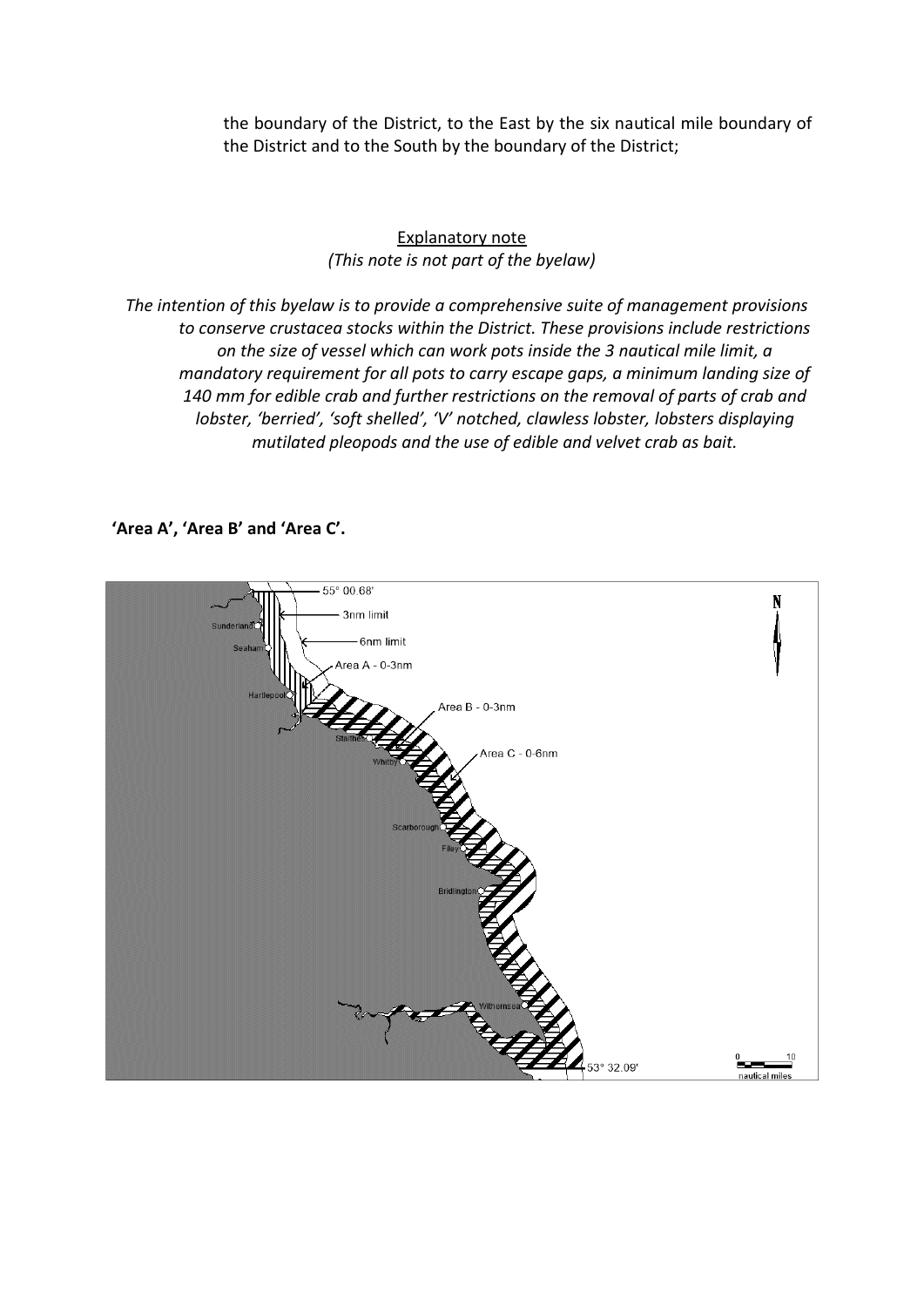the boundary of the District, to the East by the six nautical mile boundary of the District and to the South by the boundary of the District;

<u>Explanatory note</u>

*(This note is not part of the byelaw)*

*The intention of this byelaw is to provide a comprehensive suite of management provisions to conserve crustacea stocks within the District. These provisions include restrictions on the size of vessel which can work pots inside the 3 nautical mile limit, a mandatory requirement for all pots to carry escape gaps, a minimum landing size of 140 mm for edible crab and further restrictions on the removal of parts of crab and lobster, 'berried', 'soft shelled', 'V' notched, clawless lobster, lobsters displaying mutilated pleopods and the use of edible and velvet crab as bait.*

**'Area A', 'Area B' and 'Area C'.**

55° 00.68'

3nm limit

6nm limit

Area A - 0-3nm

Area B - 0-3nm

Area C - 0-6nm

Sunderland

Seaham

Hartlepool

Staithes

Whitby

Scarborough

Filey

Bridlington

Withernsea

53° 32.09'

N

0 10

nautical miles